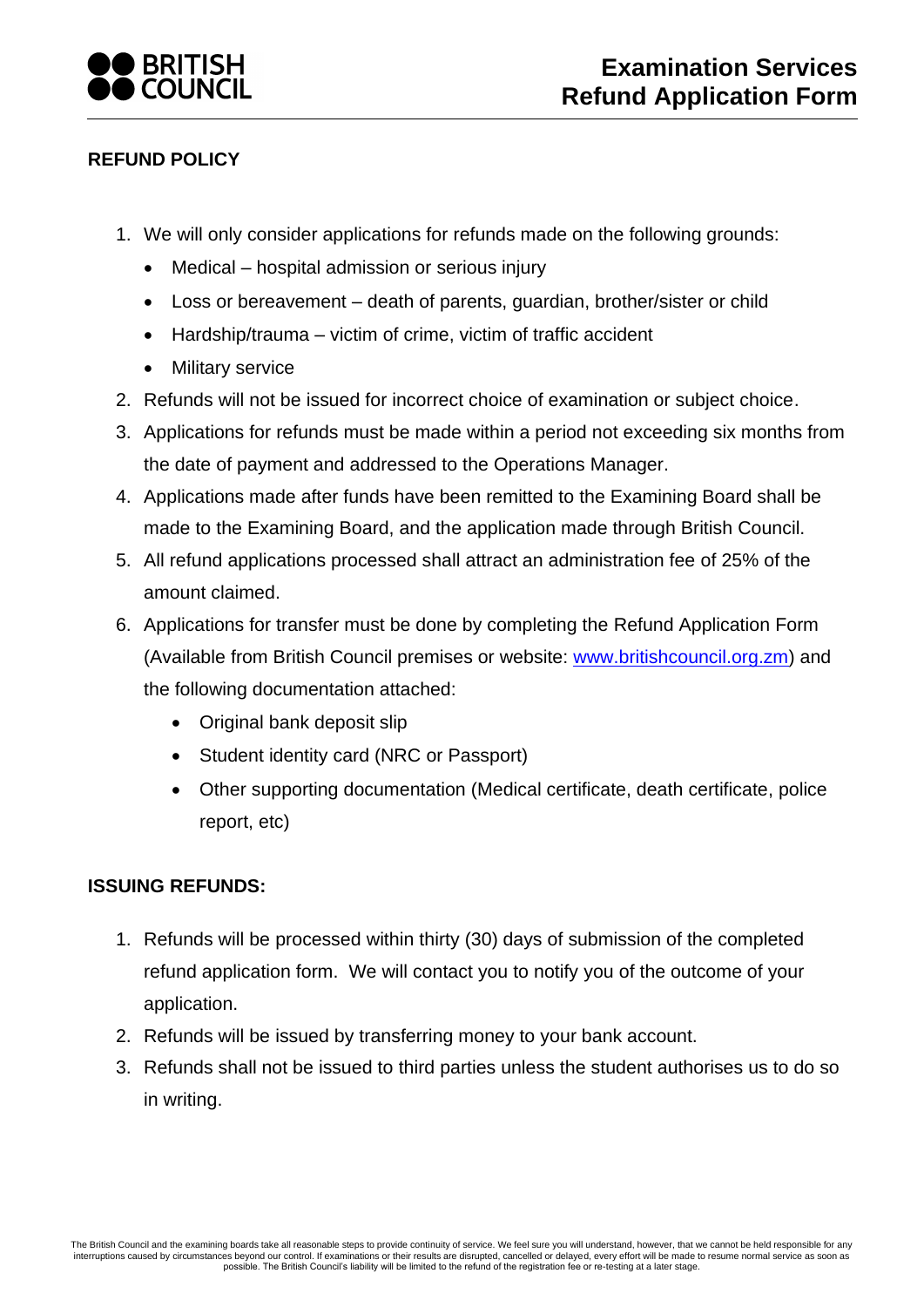BRITISH COUNCIL

# Examination Services
# Refund Application Form

## REFUND POLICY

1. We will only consider applications for refunds made on the following grounds:
   - Medical – hospital admission or serious injury
   - Loss or bereavement – death of parents, guardian, brother/sister or child
   - Hardship/trauma – victim of crime, victim of traffic accident
   - Military service
2. Refunds will not be issued for incorrect choice of examination or subject choice.
3. Applications for refunds must be made within a period not exceeding six months from the date of payment and addressed to the Operations Manager.
4. Applications made after funds have been remitted to the Examining Board shall be made to the Examining Board, and the application made through British Council.
5. All refund applications processed shall attract an administration fee of 25% of the amount claimed.
6. Applications for transfer must be done by completing the Refund Application Form (Available from British Council premises or website: [www.britishcouncil.org.zm](http://www.britishcouncil.org.zm)) and the following documentation attached:
   - Original bank deposit slip
   - Student identity card (NRC or Passport)
   - Other supporting documentation (Medical certificate, death certificate, police report, etc)

## ISSUING REFUNDS:

1. Refunds will be processed within thirty (30) days of submission of the completed refund application form. We will contact you to notify you of the outcome of your application.
2. Refunds will be issued by transferring money to your bank account.
3. Refunds shall not be issued to third parties unless the student authorises us to do so in writing.

The British Council and the examining boards take all reasonable steps to provide continuity of service. We feel sure you will understand, however, that we cannot be held responsible for any interruptions caused by circumstances beyond our control. If examinations or their results are disrupted, cancelled or delayed, every effort will be made to resume normal service as soon as possible. The British Council's liability will be limited to the refund of the registration fee or re-testing at a later stage.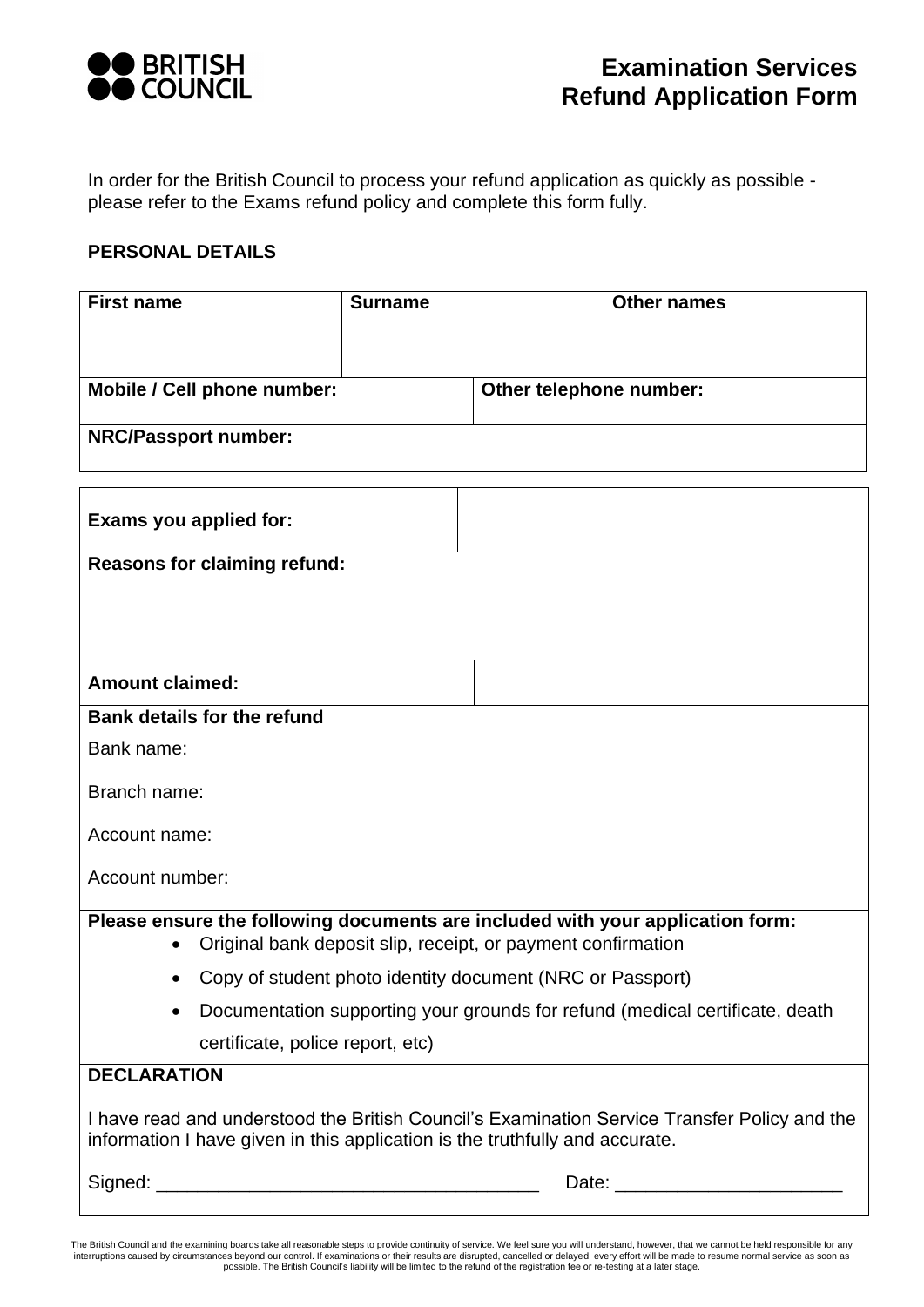BRITISH COUNCIL

# Examination Services Refund Application Form

In order for the British Council to process your refund application as quickly as possible - please refer to the Exams refund policy and complete this form fully.

## PERSONAL DETAILS

| First name | Surname | Other names |
| --- | --- | --- |
| | | |
| **Mobile / Cell phone number:** | **Other telephone number:** | |
| **NRC/Passport number:** | | |

| **Exams you applied for:** | |
| --- | --- |
| **Reasons for claiming refund:** | |
| **Amount claimed:** | |

**Bank details for the refund**

Bank name:

Branch name:

Account name:

Account number:

**Please ensure the following documents are included with your application form:**

- Original bank deposit slip, receipt, or payment confirmation
- Copy of student photo identity document (NRC or Passport)
- Documentation supporting your grounds for refund (medical certificate, death certificate, police report, etc)

**DECLARATION**

I have read and understood the British Council's Examination Service Transfer Policy and the information I have given in this application is the truthfully and accurate.

Signed: ______________________________________ Date: ______________________

The British Council and the examining boards take all reasonable steps to provide continuity of service. We feel sure you will understand, however, that we cannot be held responsible for any interruptions caused by circumstances beyond our control. If examinations or their results are disrupted, cancelled or delayed, every effort will be made to resume normal service as soon as possible. The British Council's liability will be limited to the refund of the registration fee or re-testing at a later stage.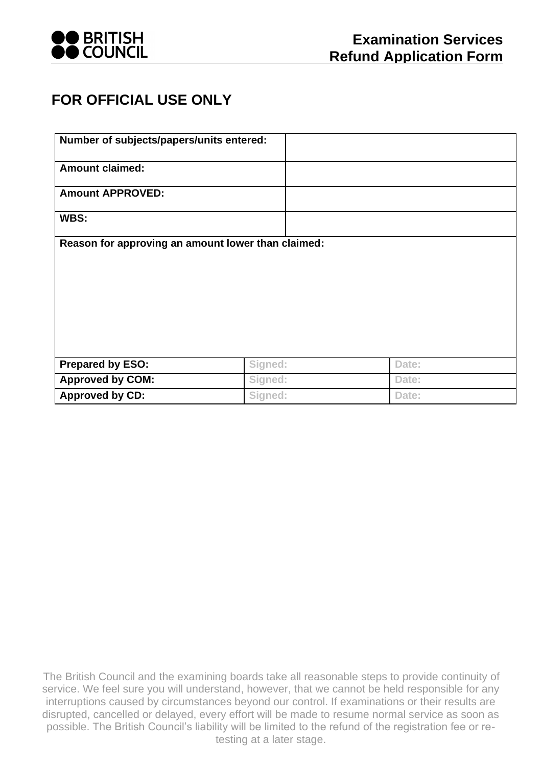## FOR OFFICIAL USE ONLY

| | | |
|---|---|---|
| **Number of subjects/papers/units entered:** | | |
| **Amount claimed:** | | |
| **Amount APPROVED:** | | |
| **WBS:** | | |
| **Reason for approving an amount lower than claimed:** | | |
| **Prepared by ESO:** | Signed: | Date: |
| **Approved by COM:** | Signed: | Date: |
| **Approved by CD:** | Signed: | Date: |

The British Council and the examining boards take all reasonable steps to provide continuity of service. We feel sure you will understand, however, that we cannot be held responsible for any interruptions caused by circumstances beyond our control. If examinations or their results are disrupted, cancelled or delayed, every effort will be made to resume normal service as soon as possible. The British Council's liability will be limited to the refund of the registration fee or re-testing at a later stage.